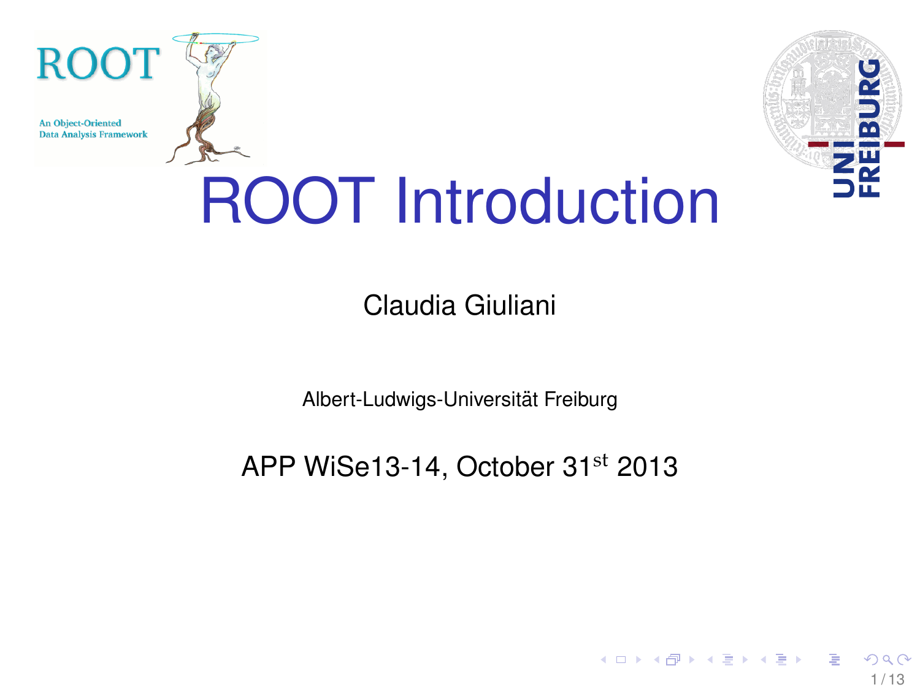# ROOT Introduction

Claudia Giuliani

Albert-Ludwigs-Universität Freiburg

APP WiSe13-14, October 31st 2013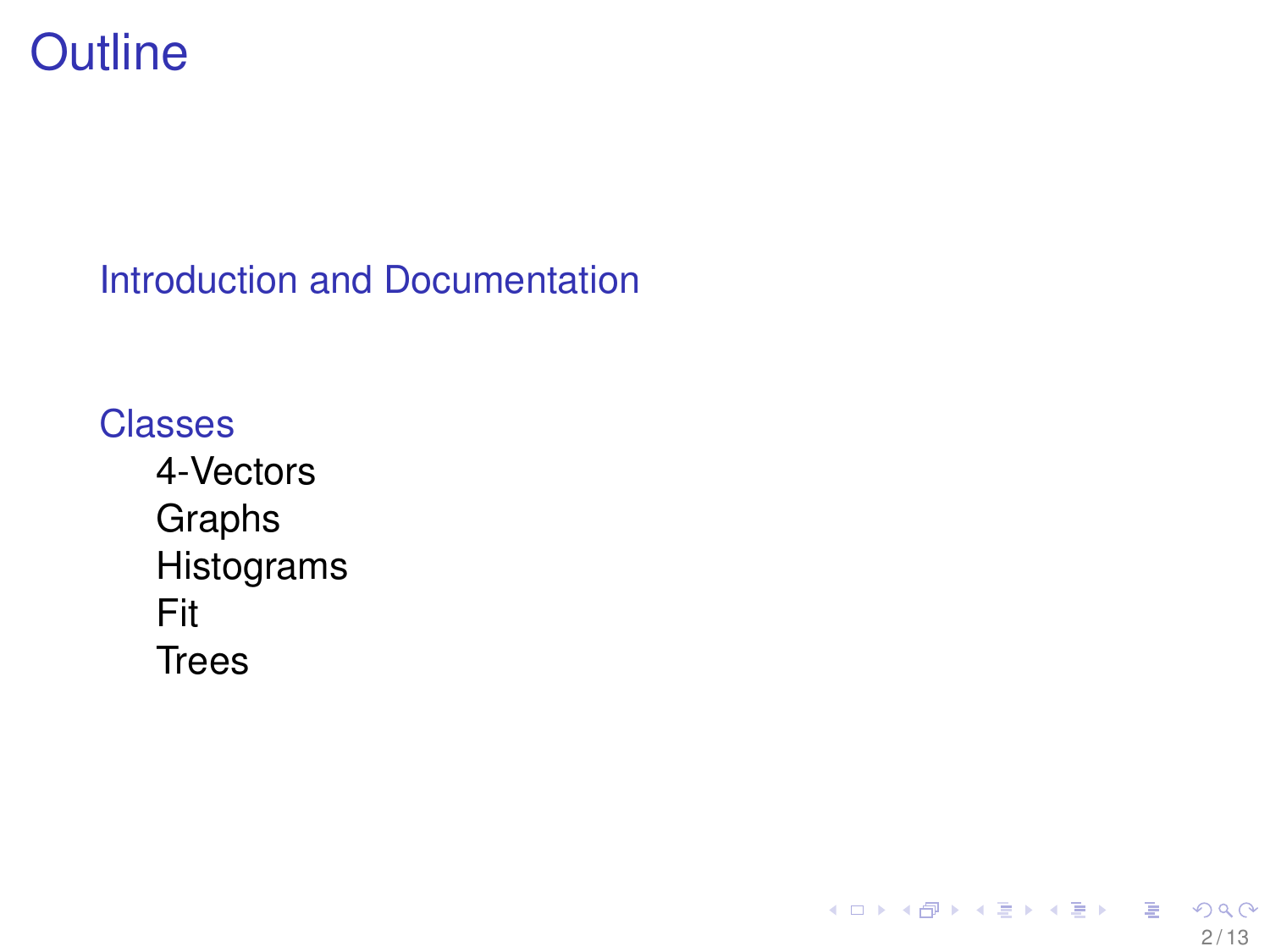# Outline

- Introduction and Documentation
- Classes
  - 4-Vectors
  - Graphs
  - Histograms
  - Fit
  - Trees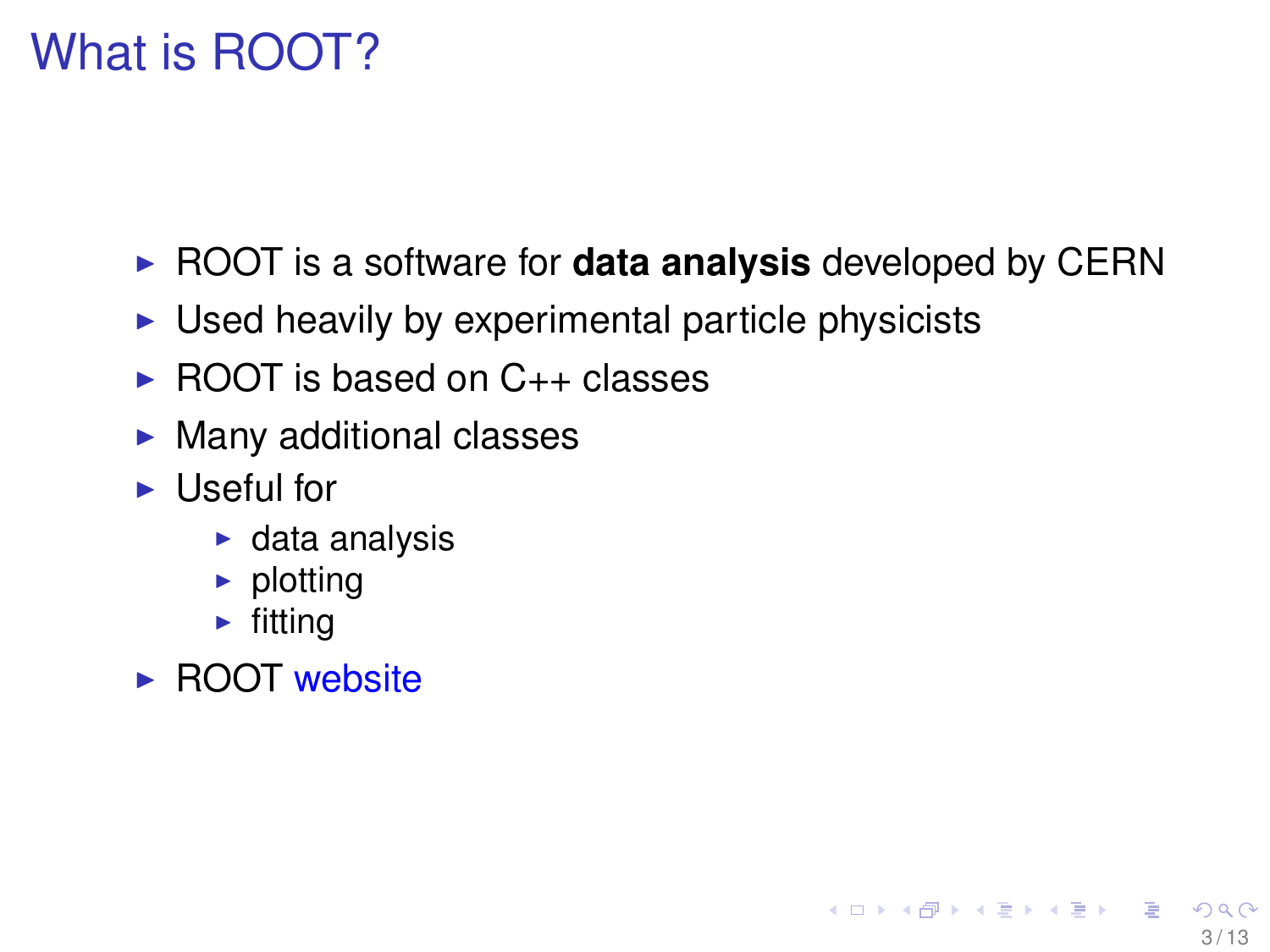# What is ROOT?

- ROOT is a software for **data analysis** developed by CERN
- Used heavily by experimental particle physicists
- ROOT is based on C++ classes
- Many additional classes
- Useful for
  - data analysis
  - plotting
  - fitting
- ROOT website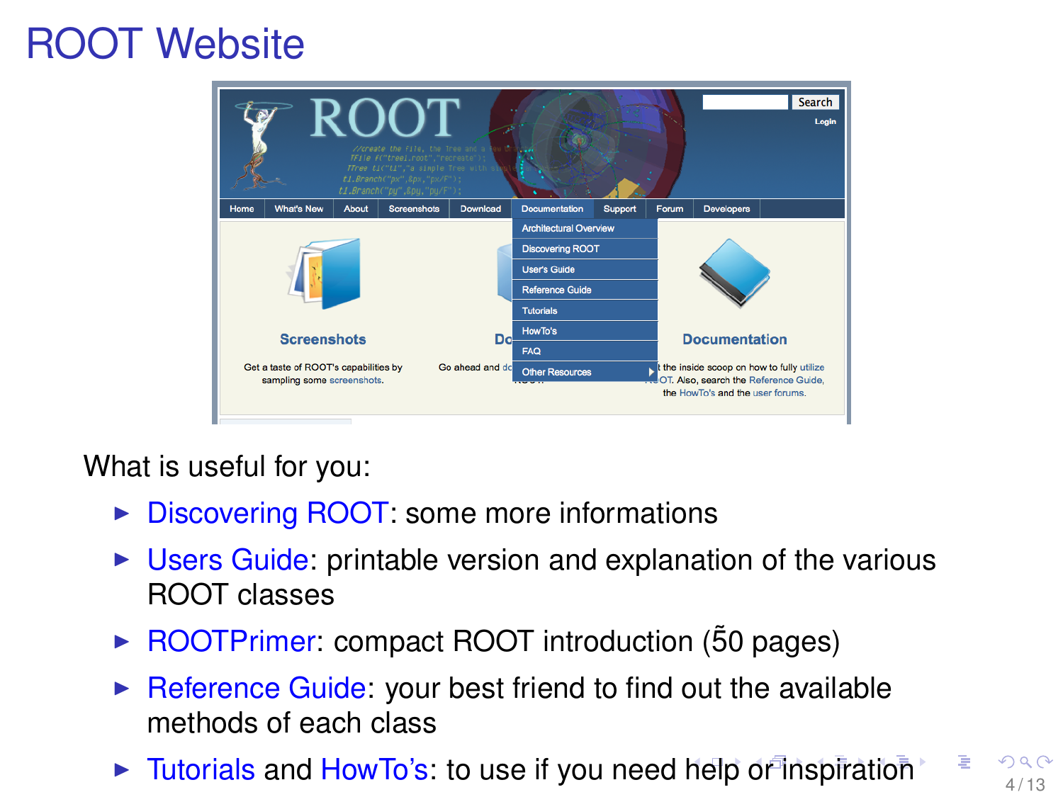# ROOT Website

What is useful for you:

- Discovering ROOT: some more informations
- Users Guide: printable version and explanation of the various ROOT classes
- ROOTPrimer: compact ROOT introduction (~50 pages)
- Reference Guide: your best friend to find out the available methods of each class
- Tutorials and HowTo's: to use if you need help or inspiration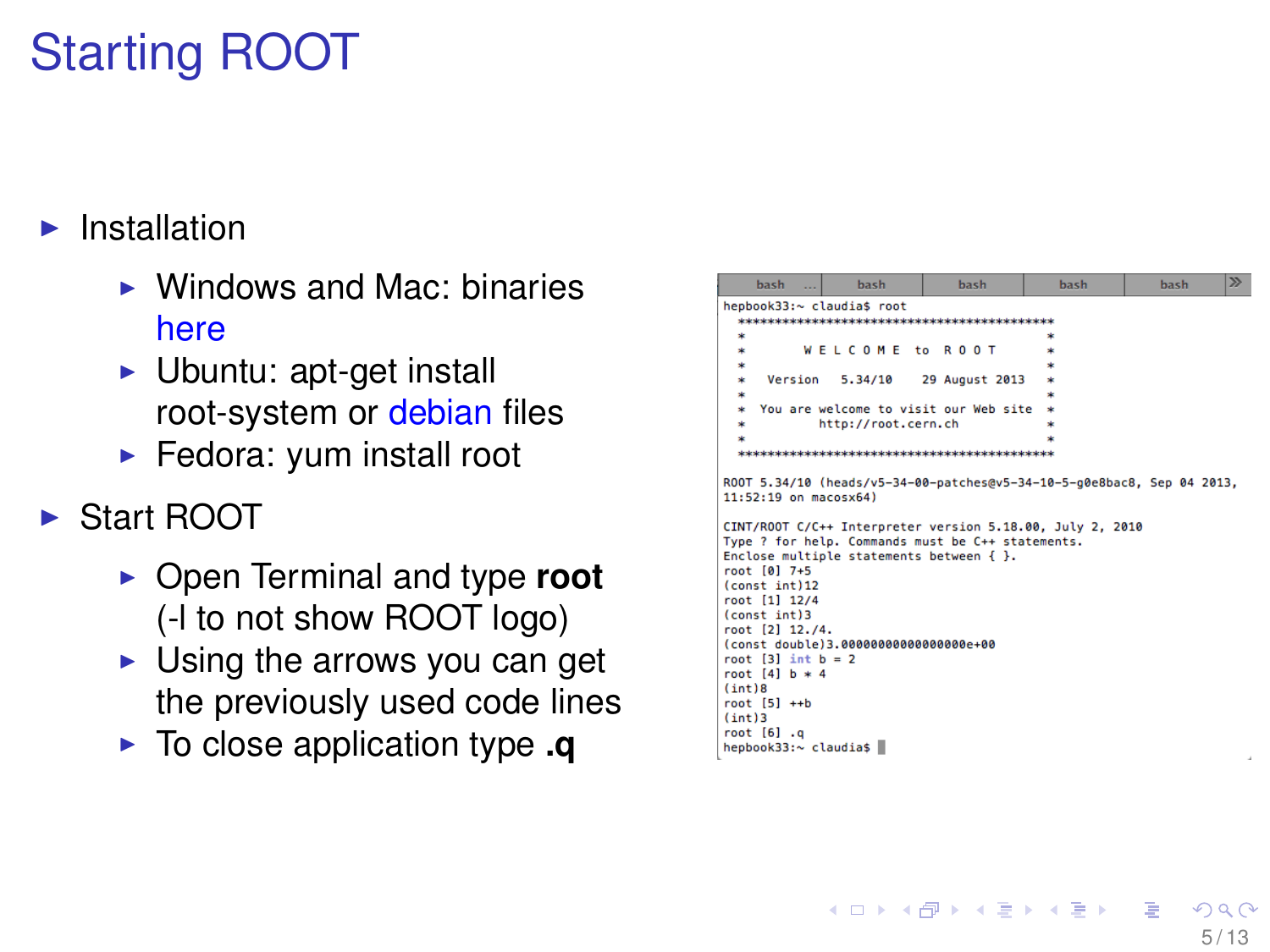# Starting ROOT

- Installation
  - Windows and Mac: binaries here
  - Ubuntu: apt-get install root-system or debian files
  - Fedora: yum install root
- Start ROOT
  - Open Terminal and type **root** (-l to not show ROOT logo)
  - Using the arrows you can get the previously used code lines
  - To close application type **.q**

```
hepbook33:~ claudia$ root
  *******************************************
  *                                         *
  *        W E L C O M E  to  R O O T       *
  *                                         *
  *   Version   5.34/10     29 August 2013  *
  *                                         *
  *  You are welcome to visit our Web site  *
  *          http://root.cern.ch            *
  *                                         *
  *******************************************

ROOT 5.34/10 (heads/v5-34-00-patches@v5-34-10-5-g0e8bac8, Sep 04 2013,
11:52:19 on macosx64)

CINT/ROOT C/C++ Interpreter version 5.18.00, July 2, 2010
Type ? for help. Commands must be C++ statements.
Enclose multiple statements between { }.
root [0] 7+5
(const int)12
root [1] 12/4
(const int)3
root [2] 12./4.
(const double)3.00000000000000000e+00
root [3] int b = 2
root [4] b * 4
(int)8
root [5] ++b
(int)3
root [6] .q
hepbook33:~ claudia$
```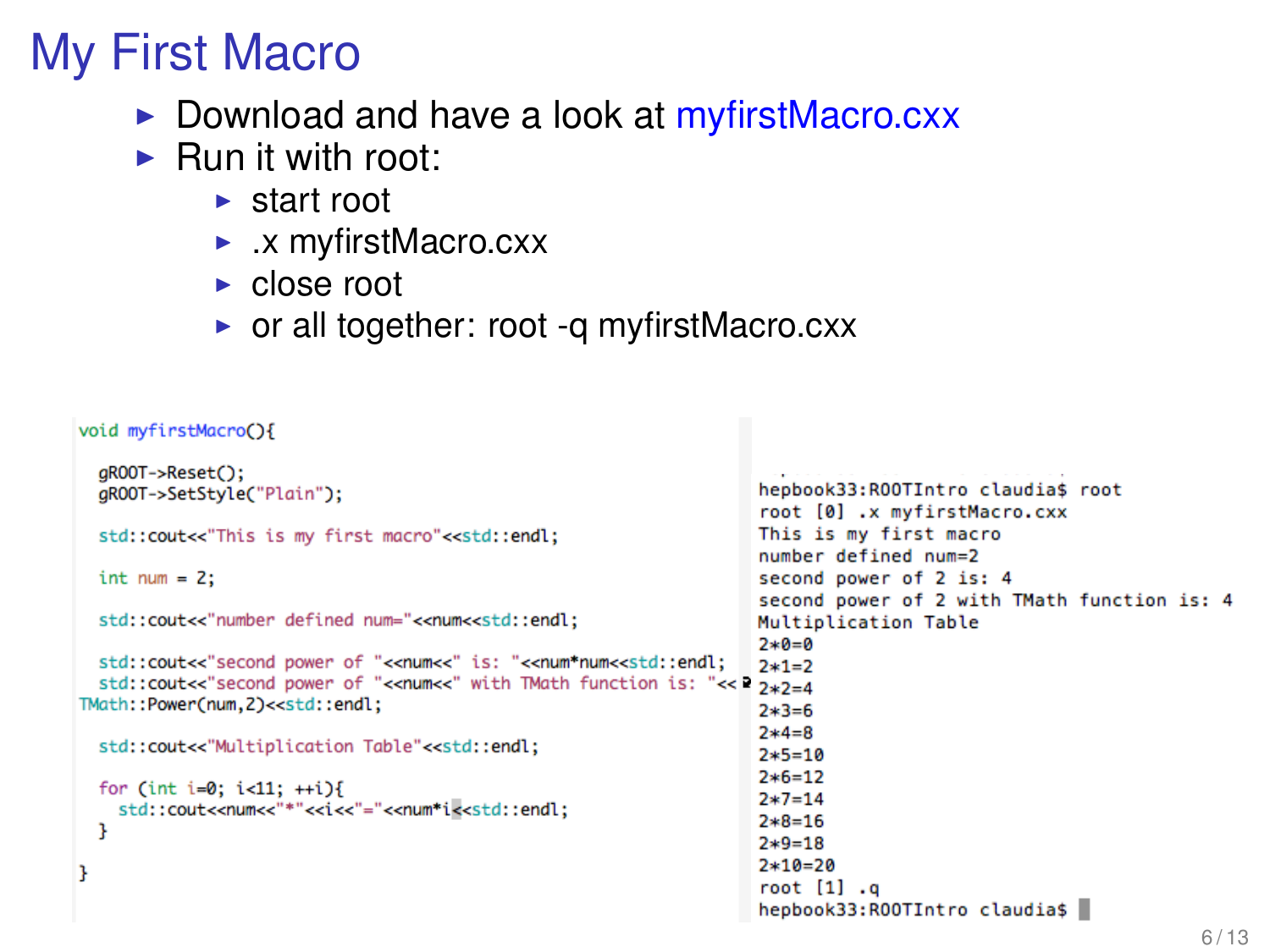# My First Macro

- Download and have a look at myfirstMacro.cxx
- Run it with root:
  - start root
  - .x myfirstMacro.cxx
  - close root
  - or all together: root -q myfirstMacro.cxx

```cpp
void myfirstMacro(){

  gROOT->Reset();
  gROOT->SetStyle("Plain");

  std::cout<<"This is my first macro"<<std::endl;

  int num = 2;

  std::cout<<"number defined num="<<num<<std::endl;

  std::cout<<"second power of "<<num<<" is: "<<num*num<<std::endl;
  std::cout<<"second power of "<<num<<" with TMath function is: "<<
TMath::Power(num,2)<<std::endl;

  std::cout<<"Multiplication Table"<<std::endl;

  for (int i=0; i<11; ++i){
    std::cout<<num<<"*"<<i<<"="<<num*i<<std::endl;
  }

}
```

```
hepbook33:ROOTIntro claudia$ root
root [0] .x myfirstMacro.cxx
This is my first macro
number defined num=2
second power of 2 is: 4
second power of 2 with TMath function is: 4
Multiplication Table
2*0=0
2*1=2
2*2=4
2*3=6
2*4=8
2*5=10
2*6=12
2*7=14
2*8=16
2*9=18
2*10=20
root [1] .q
hepbook33:ROOTIntro claudia$
```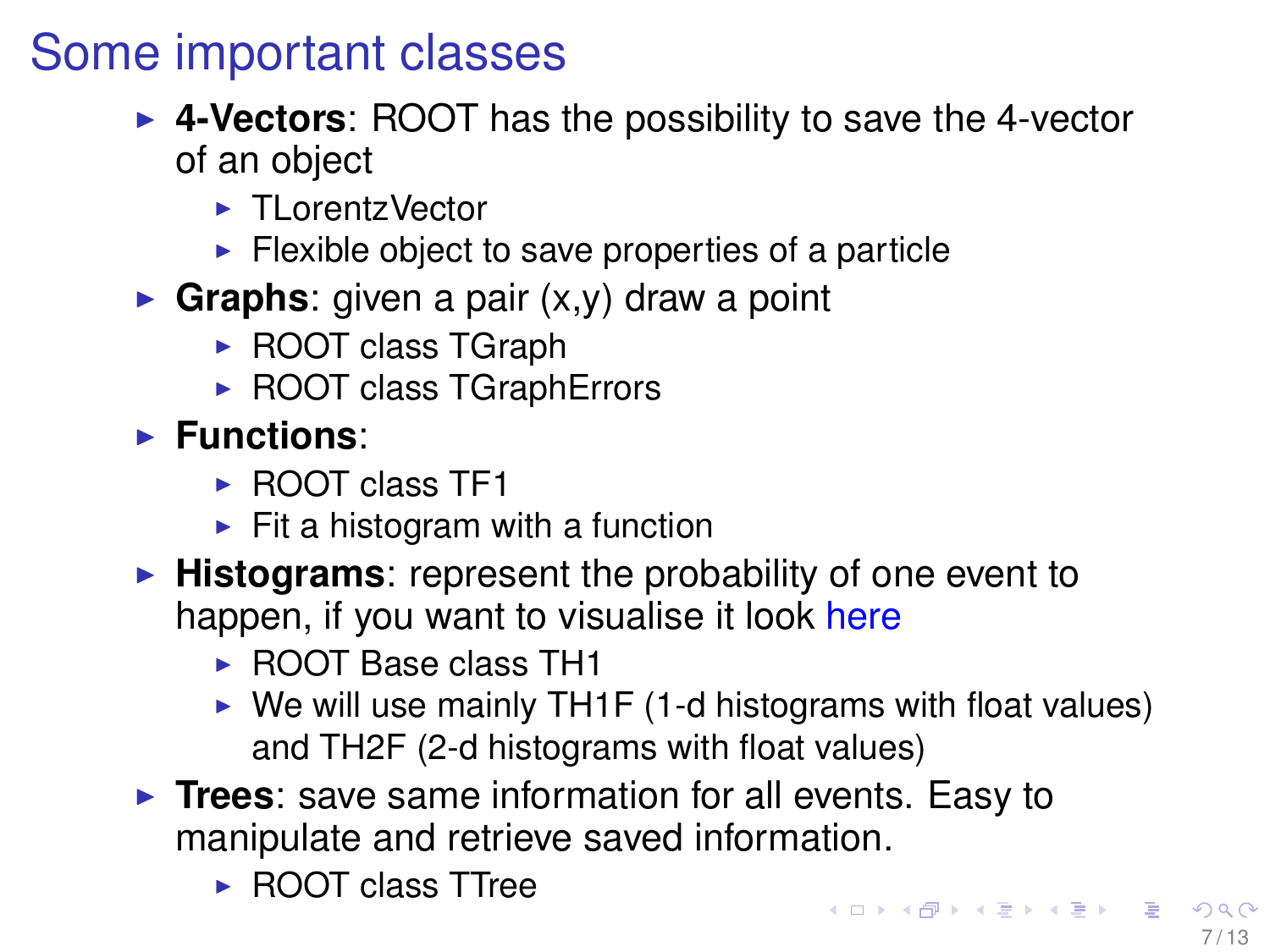# Some important classes

- **4-Vectors**: ROOT has the possibility to save the 4-vector of an object
  - TLorentzVector
  - Flexible object to save properties of a particle
- **Graphs**: given a pair (x,y) draw a point
  - ROOT class TGraph
  - ROOT class TGraphErrors
- **Functions**:
  - ROOT class TF1
  - Fit a histogram with a function
- **Histograms**: represent the probability of one event to happen, if you want to visualise it look here
  - ROOT Base class TH1
  - We will use mainly TH1F (1-d histograms with float values) and TH2F (2-d histograms with float values)
- **Trees**: save same information for all events. Easy to manipulate and retrieve saved information.
  - ROOT class TTree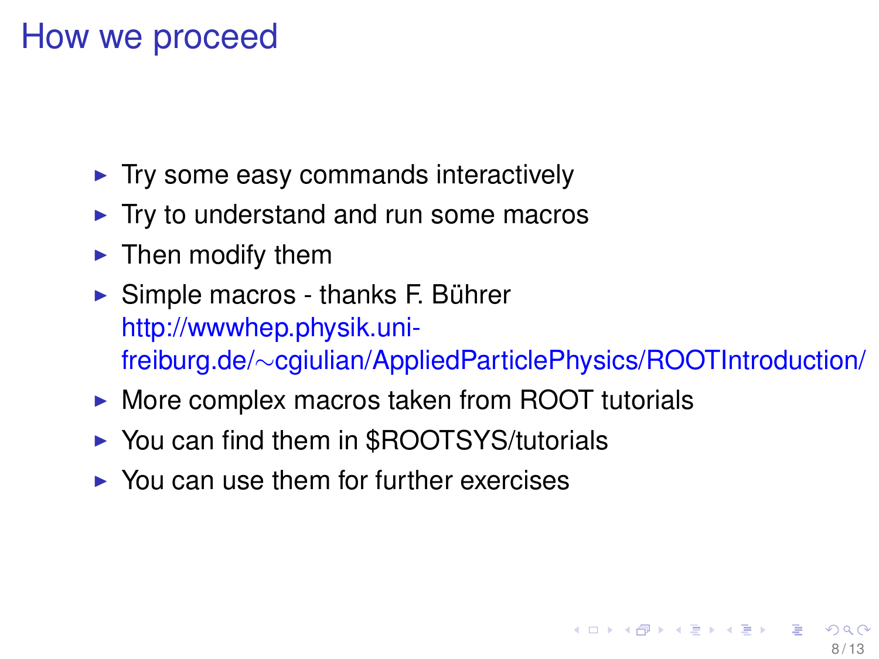# How we proceed

- Try some easy commands interactively
- Try to understand and run some macros
- Then modify them
- Simple macros - thanks F. Bührer
  http://wwwhep.physik.uni-freiburg.de/~cgiulian/AppliedParticlePhysics/ROOTIntroduction/
- More complex macros taken from ROOT tutorials
- You can find them in $ROOTSYS/tutorials
- You can use them for further exercises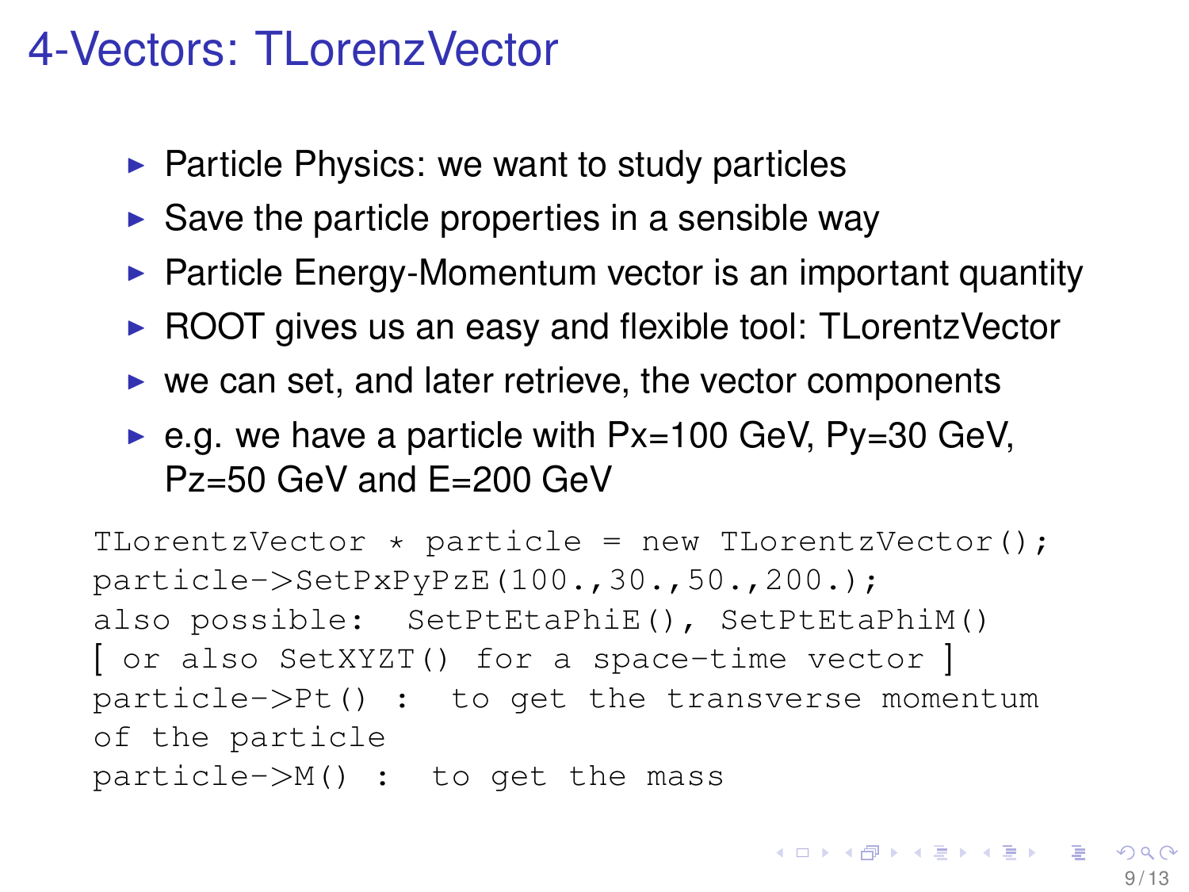# 4-Vectors: TLorenzVector

- Particle Physics: we want to study particles
- Save the particle properties in a sensible way
- Particle Energy-Momentum vector is an important quantity
- ROOT gives us an easy and flexible tool: TLorentzVector
- we can set, and later retrieve, the vector components
- e.g. we have a particle with Px=100 GeV, Py=30 GeV, Pz=50 GeV and E=200 GeV

```
TLorentzVector * particle = new TLorentzVector();
particle->SetPxPyPzE(100.,30.,50.,200.);
also possible:  SetPtEtaPhiE(), SetPtEtaPhiM()
[ or also SetXYZT() for a space-time vector ]
particle->Pt() :  to get the transverse momentum
of the particle
particle->M() :  to get the mass
```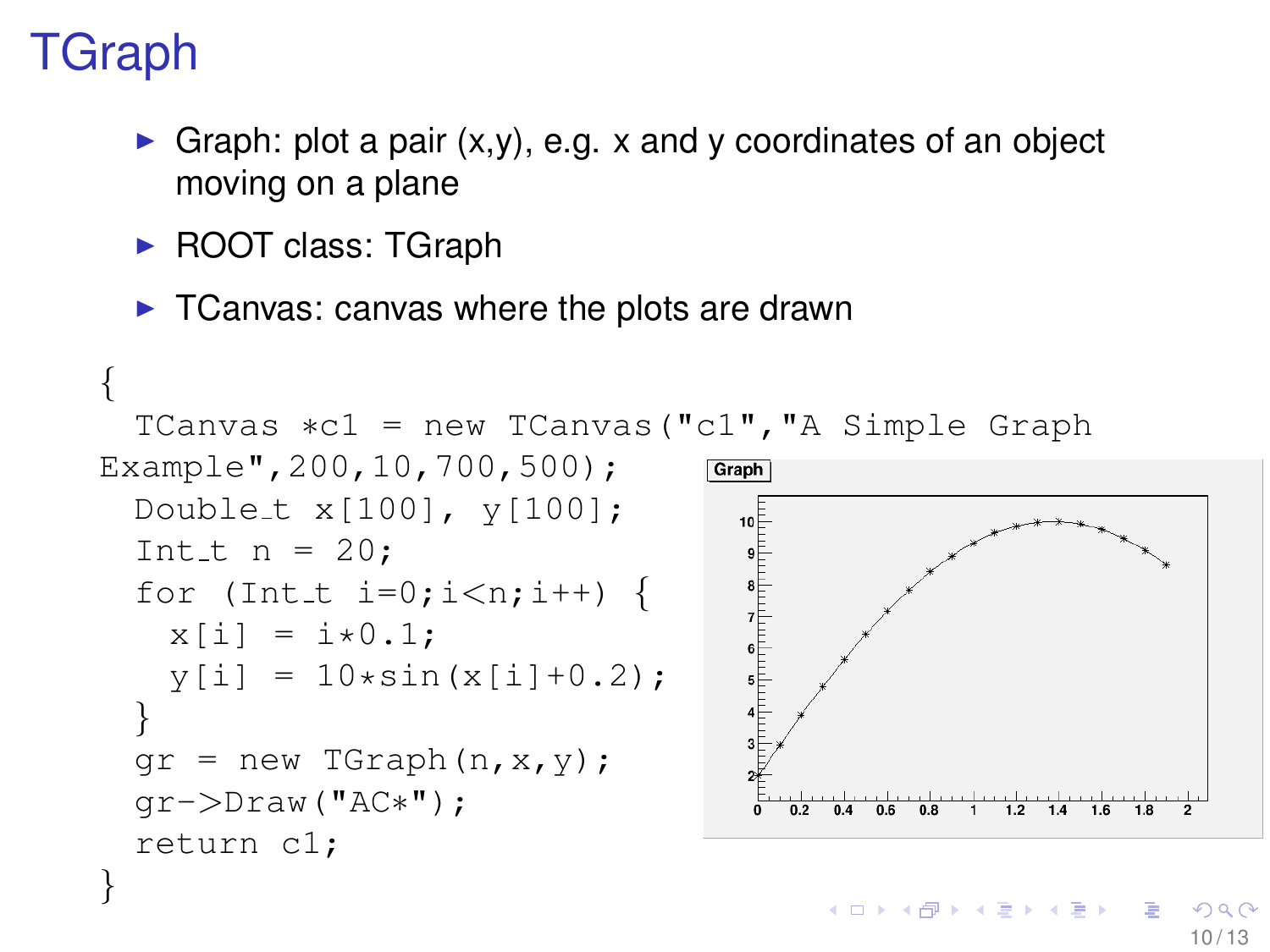# TGraph

- Graph: plot a pair (x,y), e.g. x and y coordinates of an object moving on a plane
- ROOT class: TGraph
- TCanvas: canvas where the plots are drawn

```
{
  TCanvas *c1 = new TCanvas("c1","A Simple Graph
Example",200,10,700,500);
  Double_t x[100], y[100];
  Int_t n = 20;
  for (Int_t i=0;i<n;i++) {
    x[i] = i*0.1;
    y[i] = 10*sin(x[i]+0.2);
  }
  gr = new TGraph(n,x,y);
  gr->Draw("AC*");
  return c1;
}
```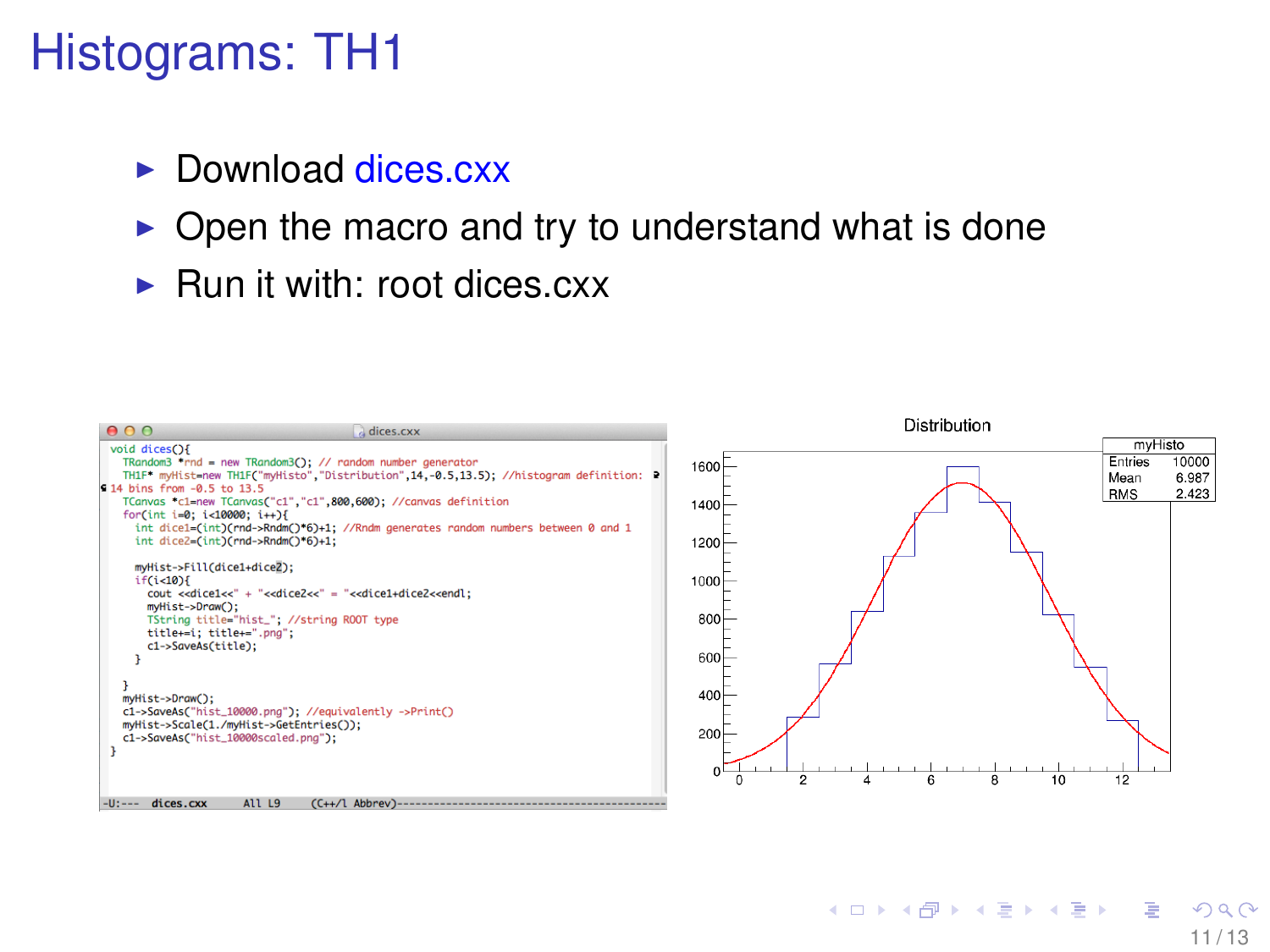# Histograms: TH1

- Download dices.cxx
- Open the macro and try to understand what is done
- Run it with: root dices.cxx

```
void dices(){
  TRandom3 *rnd = new TRandom3(); // random number generator
  TH1F* myHist=new TH1F("myHisto","Distribution",14,-0.5,13.5); //histogram definition: 14 bins from -0.5 to 13.5
  TCanvas *c1=new TCanvas("c1","c1",800,600); //canvas definition
  for(int i=0; i<10000; i++){
    int dice1=(int)(rnd->Rndm()*6)+1; //Rndm generates random numbers between 0 and 1
    int dice2=(int)(rnd->Rndm()*6)+1;

    myHist->Fill(dice1+dice2);
    if(i<10){
      cout <<dice1<<" + "<<dice2<<" = "<<dice1+dice2<<endl;
      myHist->Draw();
      TString title="hist_"; //string ROOT type
      title+=i; title+=".png";
      c1->SaveAs(title);
    }

  }
  myHist->Draw();
  c1->SaveAs("hist_10000.png"); //equivalently ->Print()
  myHist->Scale(1./myHist->GetEntries());
  c1->SaveAs("hist_10000scaled.png");
}
```

Distribution

| myHisto | |
|---|---|
| Entries | 10000 |
| Mean | 6.987 |
| RMS | 2.423 |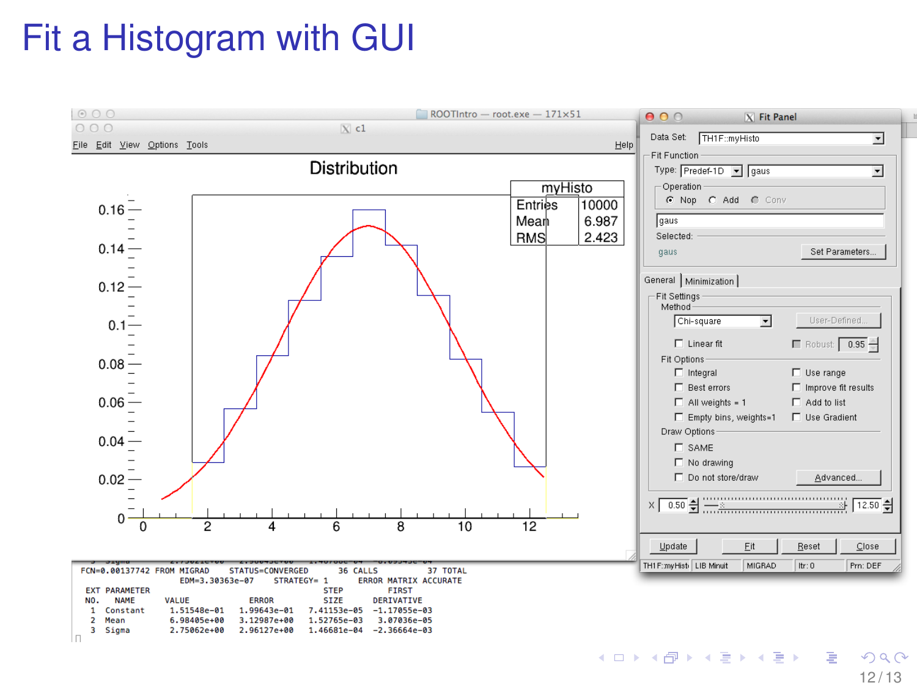# Fit a Histogram with GUI

```
FCN=0.00137742 FROM MIGRAD    STATUS=CONVERGED      36 CALLS        37 TOTAL
                     EDM=3.30363e-07    STRATEGY= 1      ERROR MATRIX ACCURATE
  EXT PARAMETER                                   STEP         FIRST
  NO.   NAME      VALUE            ERROR          SIZE      DERIVATIVE
   1  Constant     1.51548e-01   1.99643e-01   7.41153e-05  -1.17055e-03
   2  Mean         6.98405e+00   3.12987e+00   1.52765e-03   3.07036e-05
   3  Sigma        2.75062e+00   2.96127e+00   1.46681e-04  -2.36664e-03
```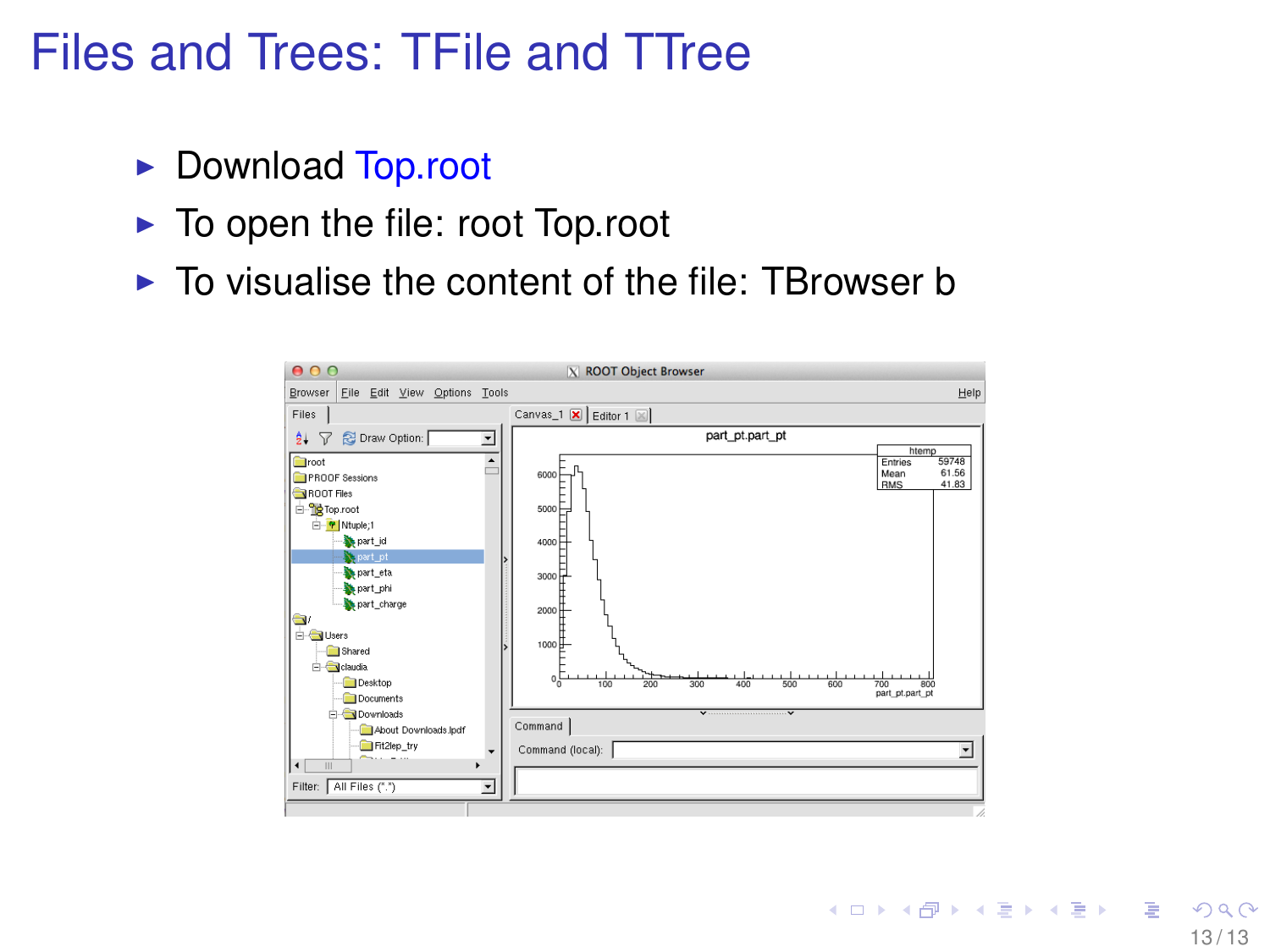# Files and Trees: TFile and TTree

- Download Top.root
- To open the file: root Top.root
- To visualise the content of the file: TBrowser b